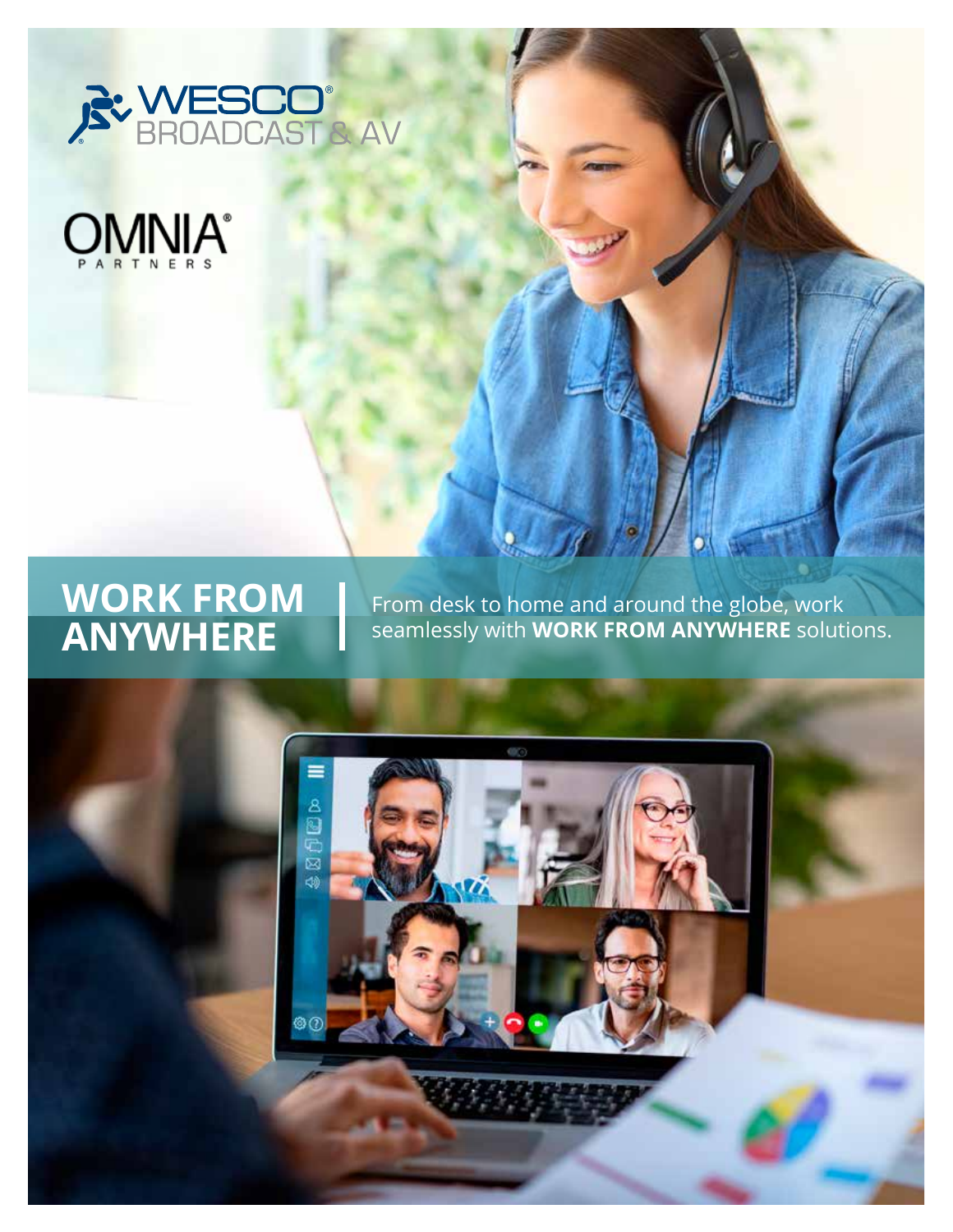WESCO® BROADCAST & AV

OMNIA® PARTNERS

# WORK FROM ANYWHERE

From desk to home and around the globe, work seamlessly with **WORK FROM ANYWHERE** solutions.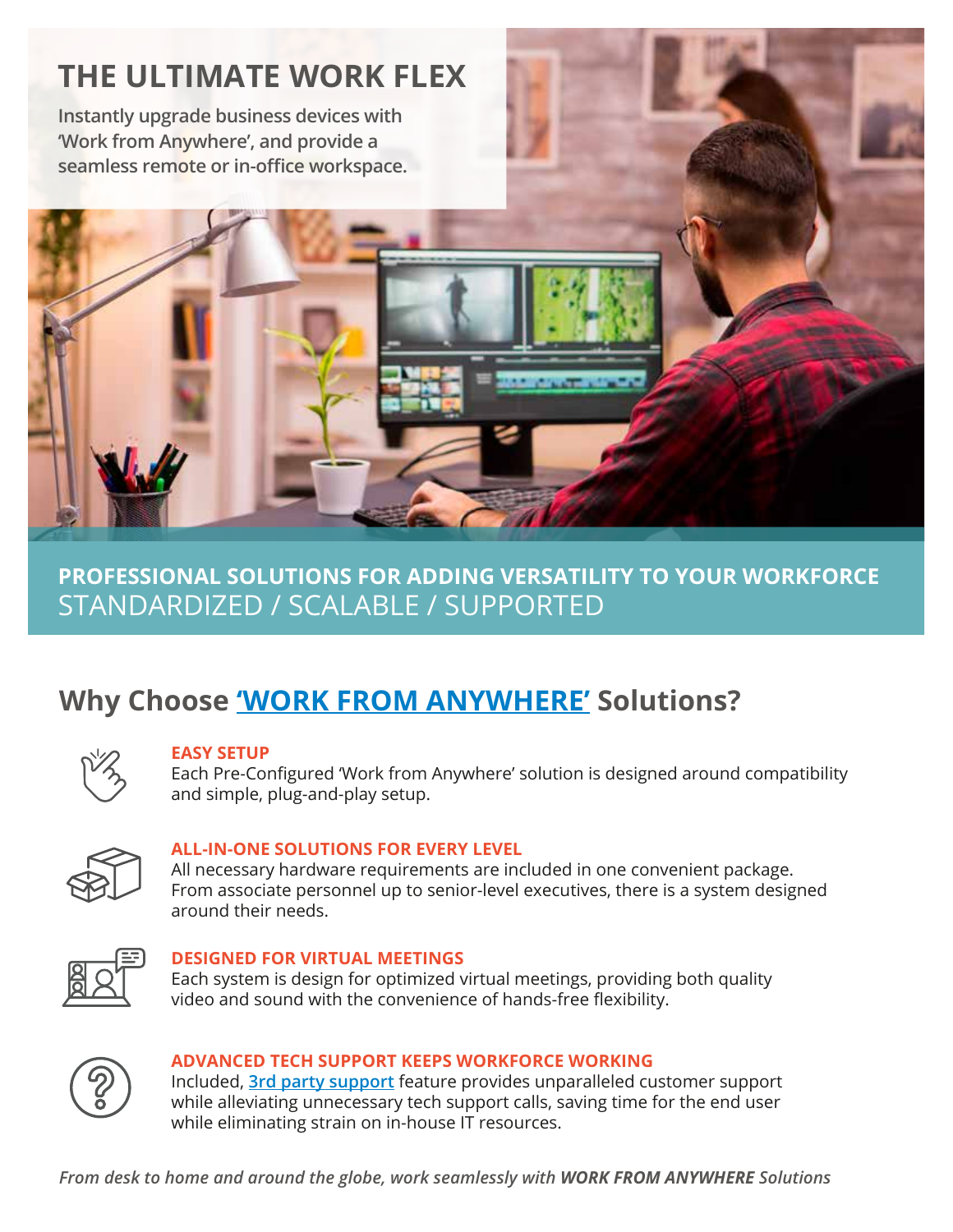# THE ULTIMATE WORK FLEX

Instantly upgrade business devices with 'Work from Anywhere', and provide a seamless remote or in-office workspace.

**PROFESSIONAL SOLUTIONS FOR ADDING VERSATILITY TO YOUR WORKFORCE**
STANDARDIZED / SCALABLE / SUPPORTED

## Why Choose 'WORK FROM ANYWHERE' Solutions?

**EASY SETUP**
Each Pre-Configured 'Work from Anywhere' solution is designed around compatibility and simple, plug-and-play setup.

**ALL-IN-ONE SOLUTIONS FOR EVERY LEVEL**
All necessary hardware requirements are included in one convenient package. From associate personnel up to senior-level executives, there is a system designed around their needs.

**DESIGNED FOR VIRTUAL MEETINGS**
Each system is design for optimized virtual meetings, providing both quality video and sound with the convenience of hands-free flexibility.

**ADVANCED TECH SUPPORT KEEPS WORKFORCE WORKING**
Included, 3rd party support feature provides unparalleled customer support while alleviating unnecessary tech support calls, saving time for the end user while eliminating strain on in-house IT resources.

*From desk to home and around the globe, work seamlessly with **WORK FROM ANYWHERE** Solutions*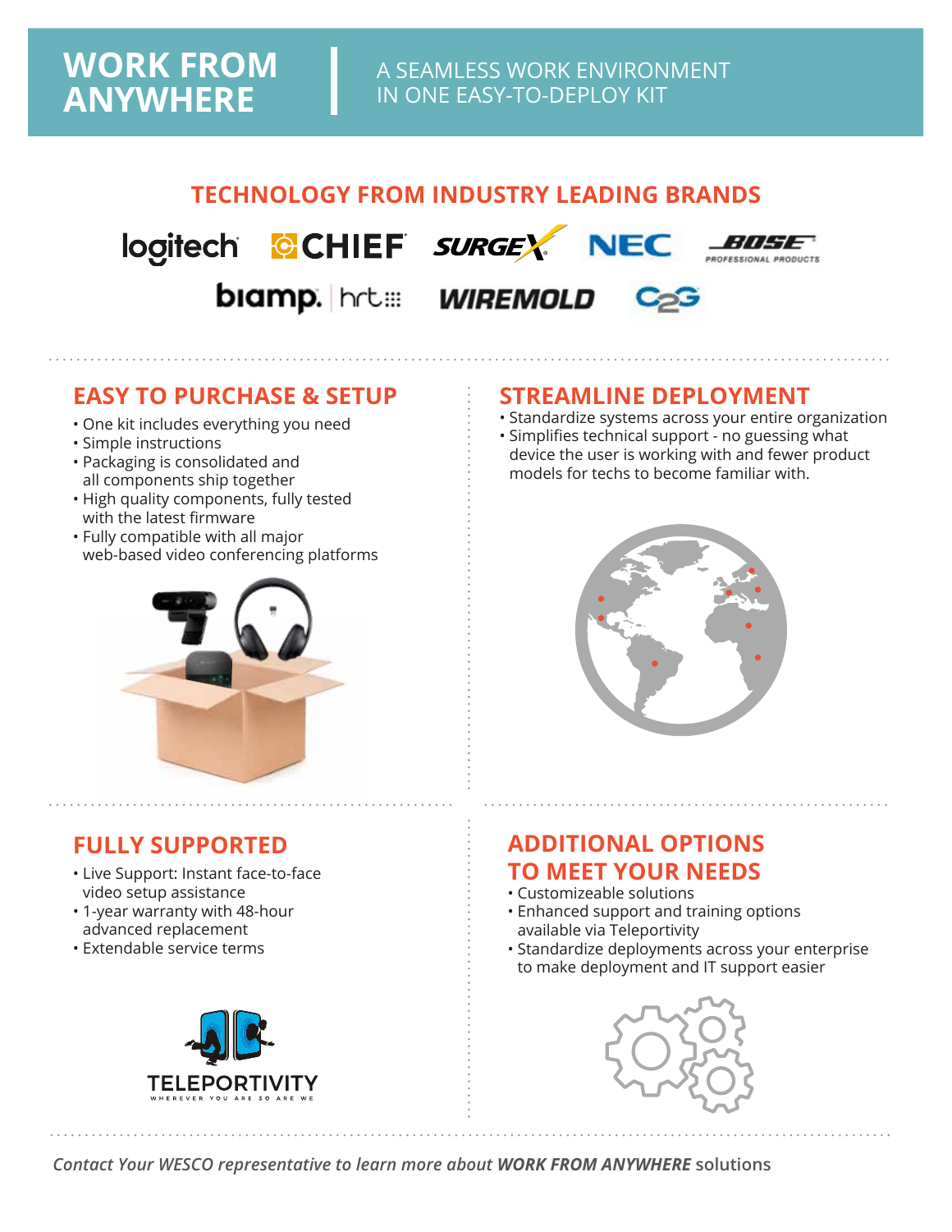# WORK FROM ANYWHERE

A SEAMLESS WORK ENVIRONMENT IN ONE EASY-TO-DEPLOY KIT

## TECHNOLOGY FROM INDUSTRY LEADING BRANDS

logitech · CHIEF · SURGEX · NEC · BOSE PROFESSIONAL PRODUCTS · biamp. | hrt · WIREMOLD · C2G

## EASY TO PURCHASE & SETUP

- One kit includes everything you need
- Simple instructions
- Packaging is consolidated and all components ship together
- High quality components, fully tested with the latest firmware
- Fully compatible with all major web-based video conferencing platforms

## STREAMLINE DEPLOYMENT

- Standardize systems across your entire organization
- Simplifies technical support - no guessing what device the user is working with and fewer product models for techs to become familiar with.

## FULLY SUPPORTED

- Live Support: Instant face-to-face video setup assistance
- 1-year warranty with 48-hour advanced replacement
- Extendable service terms

TELEPORTIVITY
WHEREVER YOU ARE SO ARE WE

## ADDITIONAL OPTIONS TO MEET YOUR NEEDS

- Customizeable solutions
- Enhanced support and training options available via Teleportivity
- Standardize deployments across your enterprise to make deployment and IT support easier

*Contact Your WESCO representative to learn more about* ***WORK FROM ANYWHERE*** solutions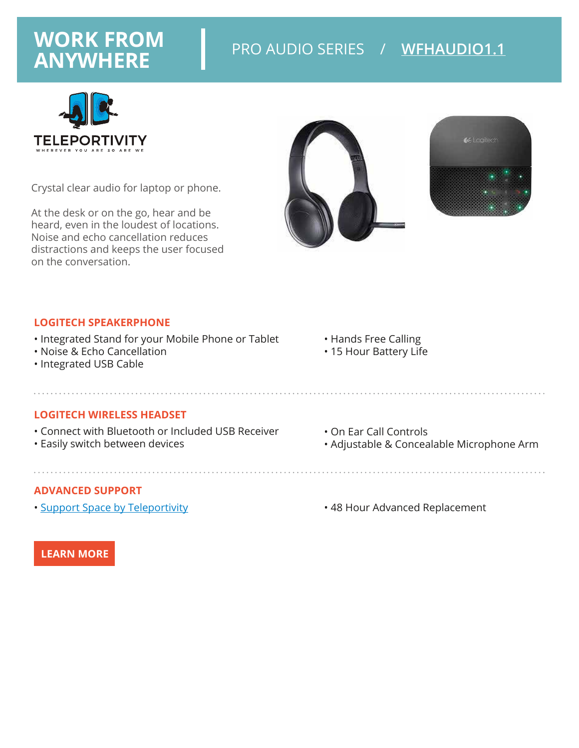# WORK FROM ANYWHERE

PRO AUDIO SERIES / WFHAUDIO1.1

TELEPORTIVITY
WHEREVER YOU ARE SO ARE WE

Crystal clear audio for laptop or phone.

At the desk or on the go, hear and be heard, even in the loudest of locations. Noise and echo cancellation reduces distractions and keeps the user focused on the conversation.

## LOGITECH SPEAKERPHONE

- Integrated Stand for your Mobile Phone or Tablet
- Noise & Echo Cancellation
- Integrated USB Cable
- Hands Free Calling
- 15 Hour Battery Life

## LOGITECH WIRELESS HEADSET

- Connect with Bluetooth or Included USB Receiver
- Easily switch between devices
- On Ear Call Controls
- Adjustable & Concealable Microphone Arm

## ADVANCED SUPPORT

- Support Space by Teleportivity
- 48 Hour Advanced Replacement

LEARN MORE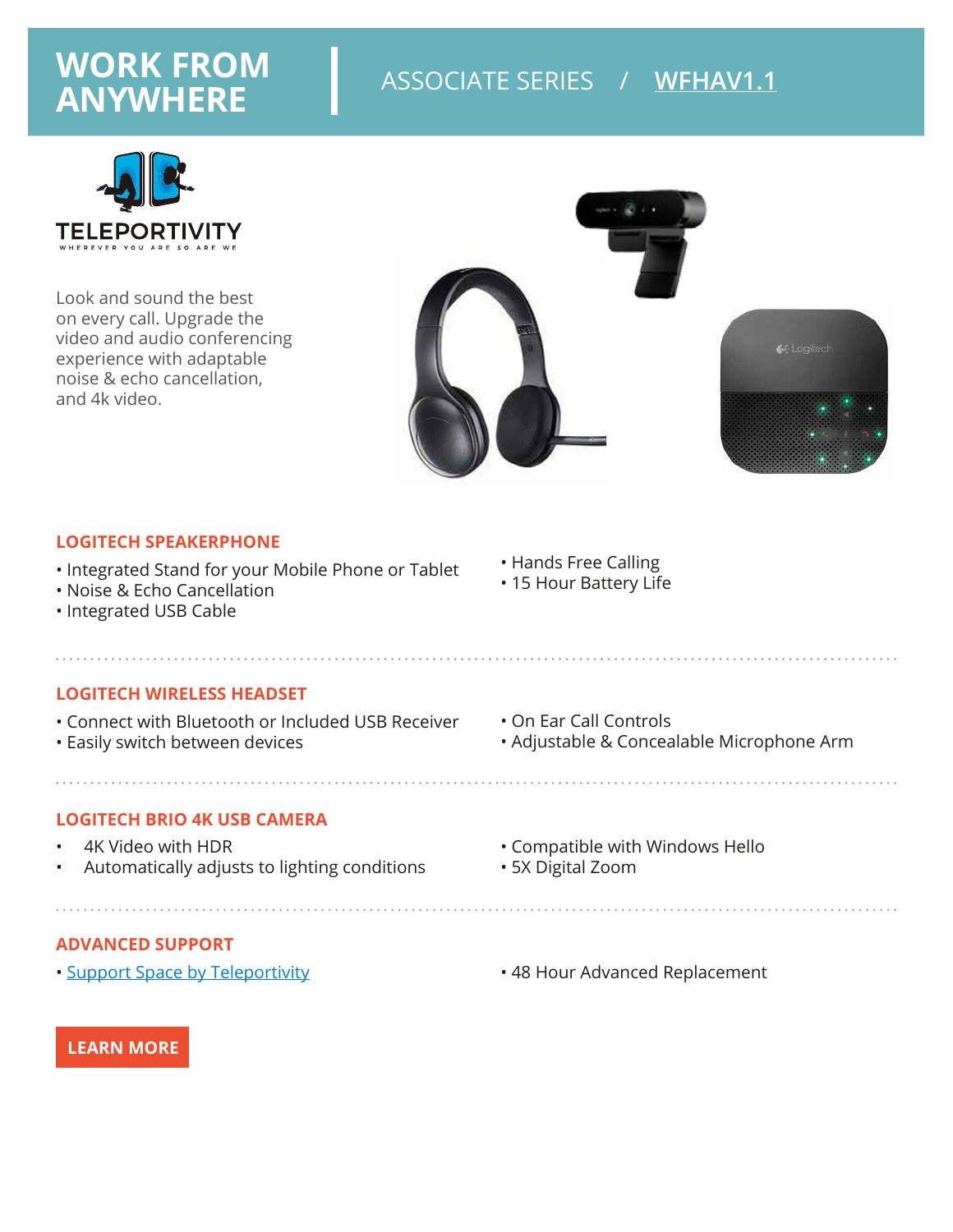# WORK FROM ANYWHERE

ASSOCIATE SERIES / WFHAV1.1

TELEPORTIVITY

WHEREVER YOU ARE SO ARE WE

Look and sound the best on every call. Upgrade the video and audio conferencing experience with adaptable noise & echo cancellation, and 4k video.

## LOGITECH SPEAKERPHONE

- Integrated Stand for your Mobile Phone or Tablet
- Noise & Echo Cancellation
- Integrated USB Cable
- Hands Free Calling
- 15 Hour Battery Life

## LOGITECH WIRELESS HEADSET

- Connect with Bluetooth or Included USB Receiver
- Easily switch between devices
- On Ear Call Controls
- Adjustable & Concealable Microphone Arm

## LOGITECH BRIO 4K USB CAMERA

- 4K Video with HDR
- Automatically adjusts to lighting conditions
- Compatible with Windows Hello
- 5X Digital Zoom

## ADVANCED SUPPORT

- Support Space by Teleportivity
- 48 Hour Advanced Replacement

LEARN MORE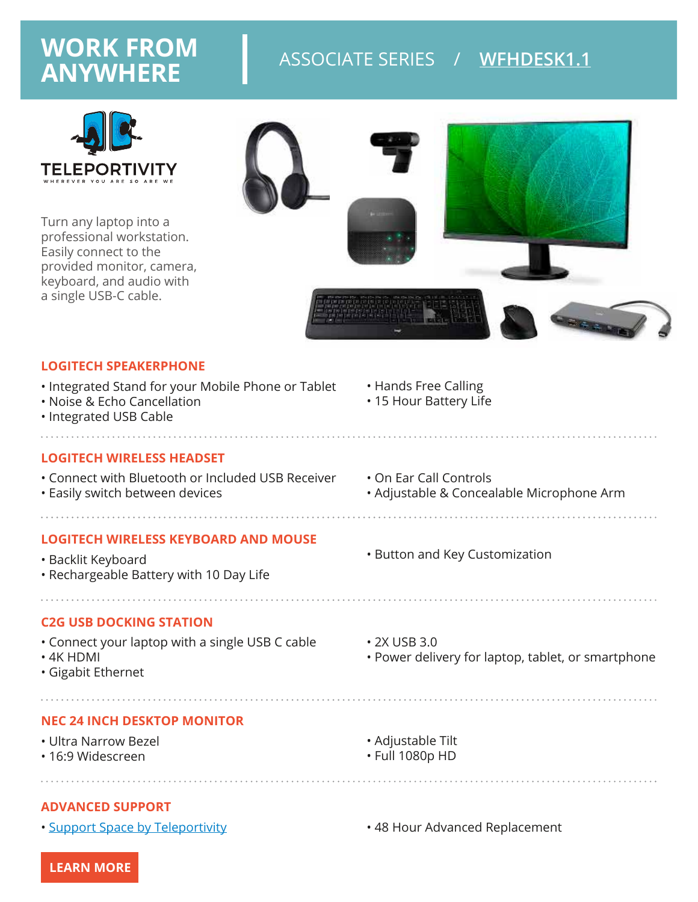# WORK FROM ANYWHERE

ASSOCIATE SERIES / WFHDESK1.1

TELEPORTIVITY

WHEREVER YOU ARE SO ARE WE

Turn any laptop into a professional workstation. Easily connect to the provided monitor, camera, keyboard, and audio with a single USB-C cable.

## LOGITECH SPEAKERPHONE

- Integrated Stand for your Mobile Phone or Tablet
- Noise & Echo Cancellation
- Integrated USB Cable
- Hands Free Calling
- 15 Hour Battery Life

## LOGITECH WIRELESS HEADSET

- Connect with Bluetooth or Included USB Receiver
- Easily switch between devices
- On Ear Call Controls
- Adjustable & Concealable Microphone Arm

## LOGITECH WIRELESS KEYBOARD AND MOUSE

- Backlit Keyboard
- Rechargeable Battery with 10 Day Life
- Button and Key Customization

## C2G USB DOCKING STATION

- Connect your laptop with a single USB C cable
- 4K HDMI
- Gigabit Ethernet
- 2X USB 3.0
- Power delivery for laptop, tablet, or smartphone

## NEC 24 INCH DESKTOP MONITOR

- Ultra Narrow Bezel
- 16:9 Widescreen
- Adjustable Tilt
- Full 1080p HD

## ADVANCED SUPPORT

- Support Space by Teleportivity
- 48 Hour Advanced Replacement

LEARN MORE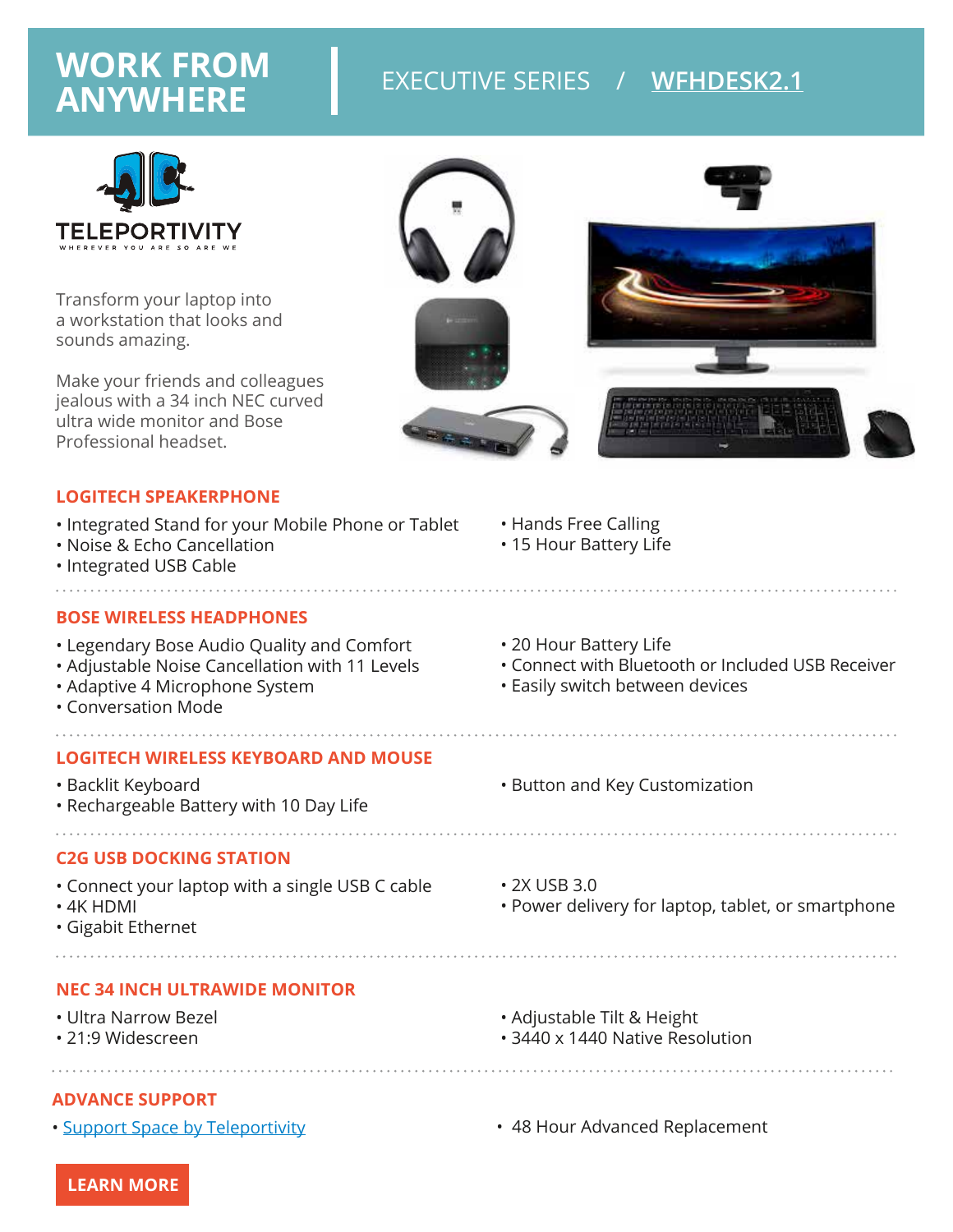# WORK FROM ANYWHERE

EXECUTIVE SERIES / WFHDESK2.1

TELEPORTIVITY

WHEREVER YOU ARE SO ARE WE

Transform your laptop into a workstation that looks and sounds amazing.

Make your friends and colleagues jealous with a 34 inch NEC curved ultra wide monitor and Bose Professional headset.

## LOGITECH SPEAKERPHONE

- Integrated Stand for your Mobile Phone or Tablet
- Noise & Echo Cancellation
- Integrated USB Cable
- Hands Free Calling
- 15 Hour Battery Life

## BOSE WIRELESS HEADPHONES

- Legendary Bose Audio Quality and Comfort
- Adjustable Noise Cancellation with 11 Levels
- Adaptive 4 Microphone System
- Conversation Mode
- 20 Hour Battery Life
- Connect with Bluetooth or Included USB Receiver
- Easily switch between devices

## LOGITECH WIRELESS KEYBOARD AND MOUSE

- Backlit Keyboard
- Rechargeable Battery with 10 Day Life
- Button and Key Customization

## C2G USB DOCKING STATION

- Connect your laptop with a single USB C cable
- 4K HDMI
- Gigabit Ethernet
- 2X USB 3.0
- Power delivery for laptop, tablet, or smartphone

## NEC 34 INCH ULTRAWIDE MONITOR

- Ultra Narrow Bezel
- 21:9 Widescreen
- Adjustable Tilt & Height
- 3440 x 1440 Native Resolution

## ADVANCE SUPPORT

- Support Space by Teleportivity
- 48 Hour Advanced Replacement

LEARN MORE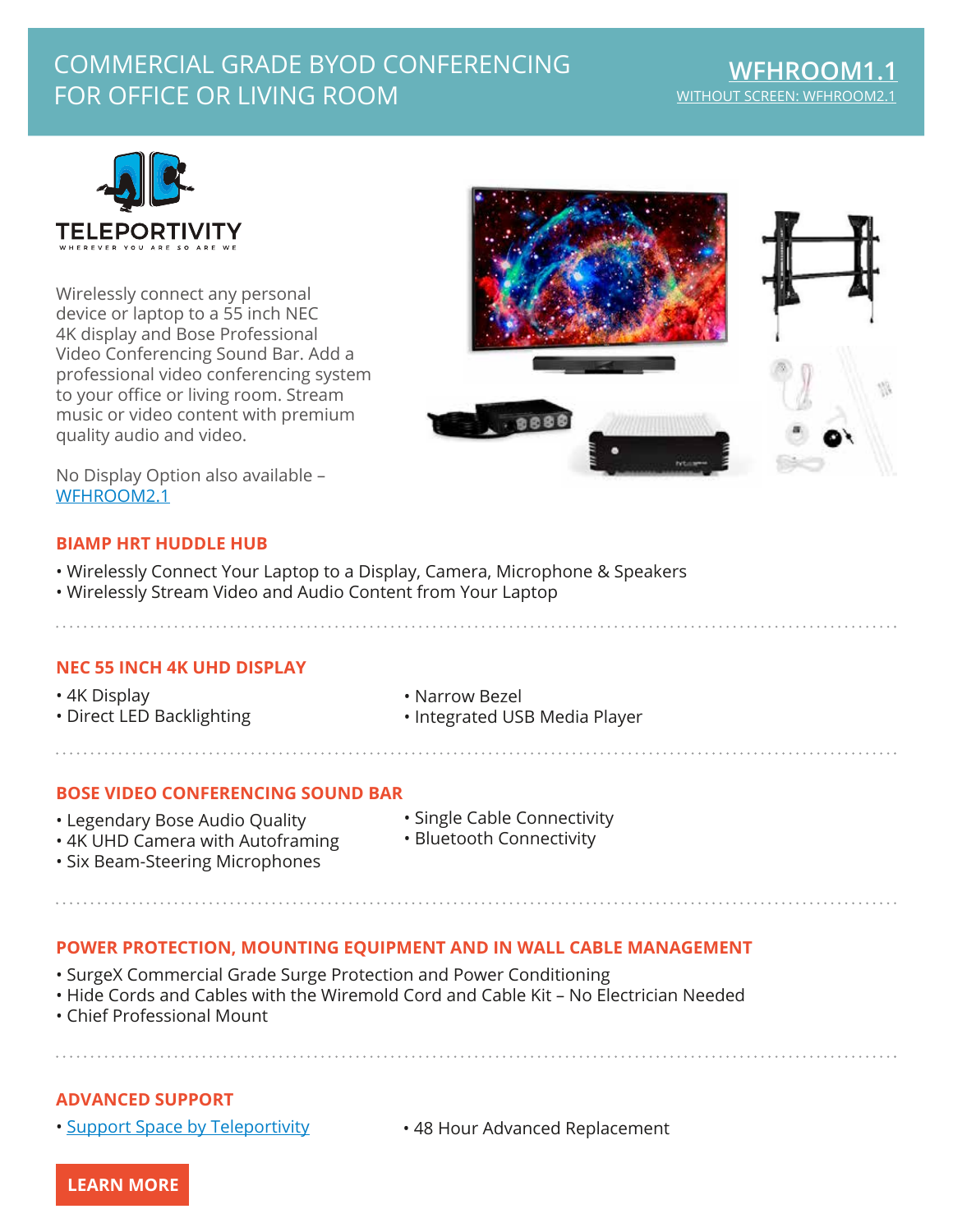# COMMERCIAL GRADE BYOD CONFERENCING FOR OFFICE OR LIVING ROOM

## WFHROOM1.1

WITHOUT SCREEN: WFHROOM2.1

TELEPORTIVITY

WHEREVER YOU ARE SO ARE WE

Wirelessly connect any personal device or laptop to a 55 inch NEC 4K display and Bose Professional Video Conferencing Sound Bar. Add a professional video conferencing system to your office or living room. Stream music or video content with premium quality audio and video.

No Display Option also available – WFHROOM2.1

### BIAMP HRT HUDDLE HUB

- Wirelessly Connect Your Laptop to a Display, Camera, Microphone & Speakers
- Wirelessly Stream Video and Audio Content from Your Laptop

### NEC 55 INCH 4K UHD DISPLAY

- 4K Display
- Direct LED Backlighting
- Narrow Bezel
- Integrated USB Media Player

### BOSE VIDEO CONFERENCING SOUND BAR

- Legendary Bose Audio Quality
- 4K UHD Camera with Autoframing
- Six Beam-Steering Microphones
- Single Cable Connectivity
- Bluetooth Connectivity

### POWER PROTECTION, MOUNTING EQUIPMENT AND IN WALL CABLE MANAGEMENT

- SurgeX Commercial Grade Surge Protection and Power Conditioning
- Hide Cords and Cables with the Wiremold Cord and Cable Kit – No Electrician Needed
- Chief Professional Mount

### ADVANCED SUPPORT

- Support Space by Teleportivity
- 48 Hour Advanced Replacement

LEARN MORE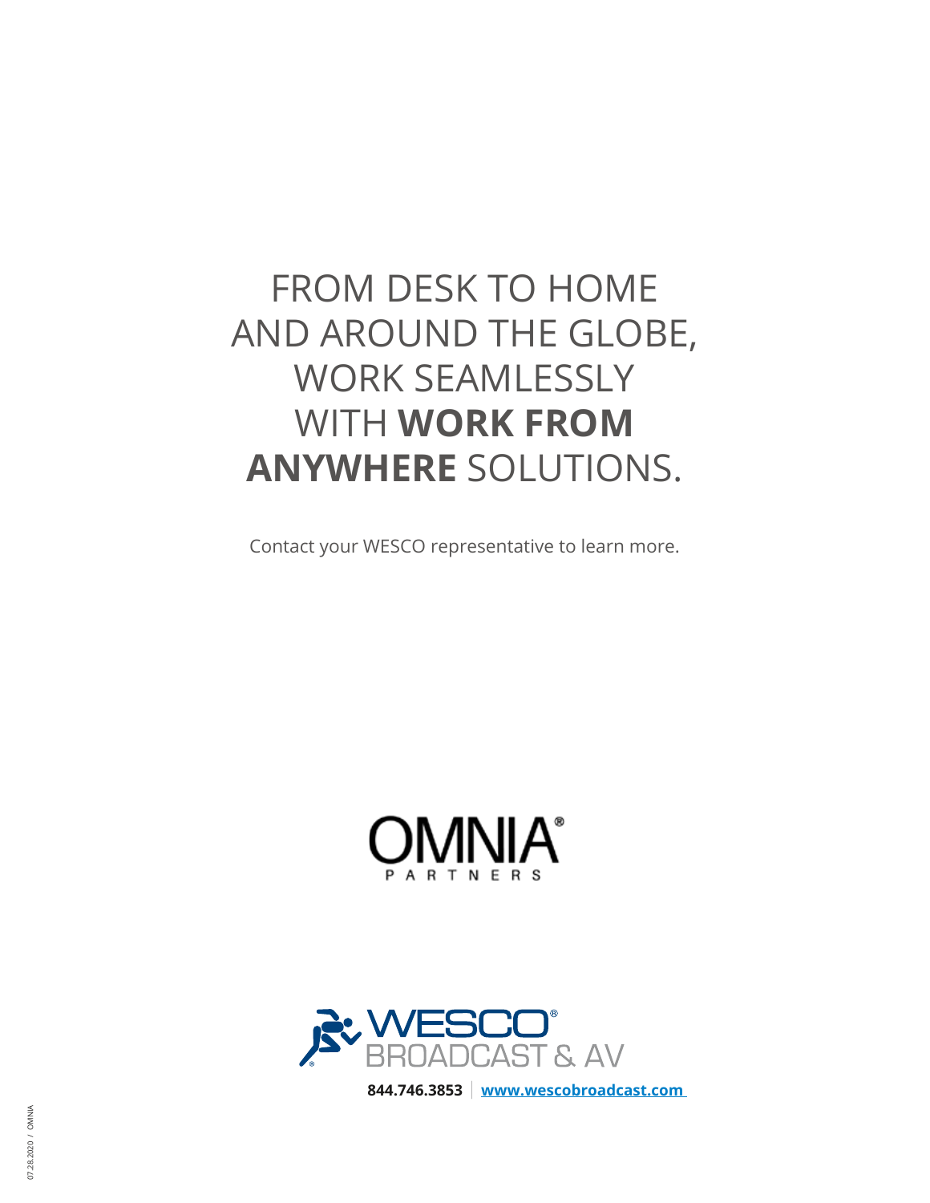# FROM DESK TO HOME AND AROUND THE GLOBE, WORK SEAMLESSLY WITH **WORK FROM ANYWHERE** SOLUTIONS.

Contact your WESCO representative to learn more.

OMNIA® PARTNERS

WESCO® BROADCAST & AV

**844.746.3853** | **www.wescobroadcast.com**

07.28.2020 / OMNIA